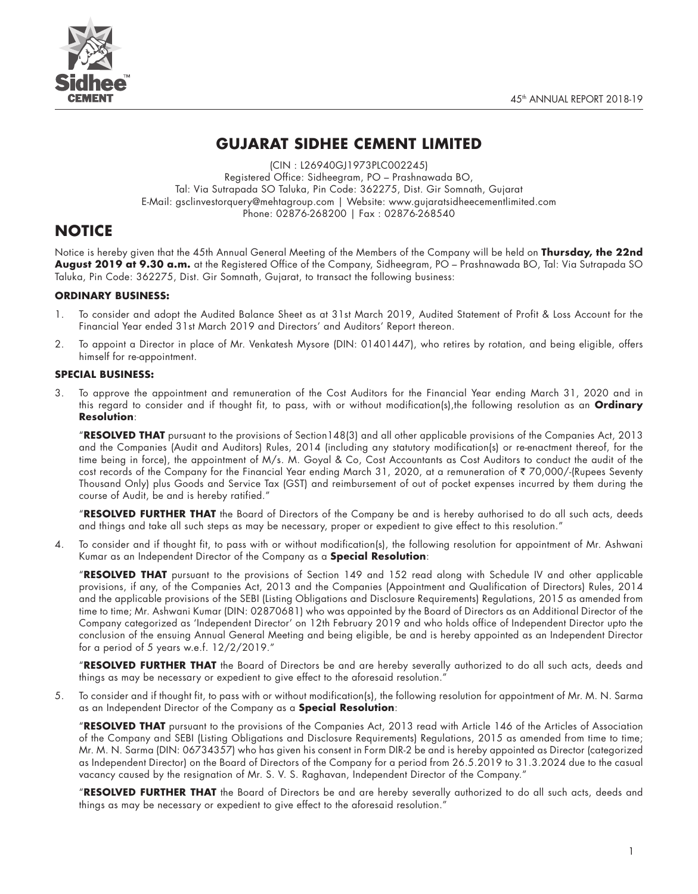# GUJARAT SIDHEE CEMENT LIMITED

(CIN : L26940GJ1973PLC002245)
Registered Office: Sidheegram, PO – Prashnawada BO,
Tal: Via Sutrapada SO Taluka, Pin Code: 362275, Dist. Gir Somnath, Gujarat
E-Mail: gsclinvestorquery@mehtagroup.com | Website: www.gujaratsidheecementlimited.com
Phone: 02876-268200 | Fax : 02876-268540

# NOTICE

Notice is hereby given that the 45th Annual General Meeting of the Members of the Company will be held on **Thursday, the 22nd August 2019 at 9.30 a.m.** at the Registered Office of the Company, Sidheegram, PO – Prashnawada BO, Tal: Via Sutrapada SO Taluka, Pin Code: 362275, Dist. Gir Somnath, Gujarat, to transact the following business:

### ORDINARY BUSINESS:

1. To consider and adopt the Audited Balance Sheet as at 31st March 2019, Audited Statement of Profit & Loss Account for the Financial Year ended 31st March 2019 and Directors' and Auditors' Report thereon.
2. To appoint a Director in place of Mr. Venkatesh Mysore (DIN: 01401447), who retires by rotation, and being eligible, offers himself for re-appointment.

### SPECIAL BUSINESS:

3. To approve the appointment and remuneration of the Cost Auditors for the Financial Year ending March 31, 2020 and in this regard to consider and if thought fit, to pass, with or without modification(s),the following resolution as an **Ordinary Resolution**:

   "**RESOLVED THAT** pursuant to the provisions of Section148(3) and all other applicable provisions of the Companies Act, 2013 and the Companies (Audit and Auditors) Rules, 2014 (including any statutory modification(s) or re-enactment thereof, for the time being in force), the appointment of M/s. M. Goyal & Co, Cost Accountants as Cost Auditors to conduct the audit of the cost records of the Company for the Financial Year ending March 31, 2020, at a remuneration of ₹ 70,000/-(Rupees Seventy Thousand Only) plus Goods and Service Tax (GST) and reimbursement of out of pocket expenses incurred by them during the course of Audit, be and is hereby ratified."

   "**RESOLVED FURTHER THAT** the Board of Directors of the Company be and is hereby authorised to do all such acts, deeds and things and take all such steps as may be necessary, proper or expedient to give effect to this resolution."

4. To consider and if thought fit, to pass with or without modification(s), the following resolution for appointment of Mr. Ashwani Kumar as an Independent Director of the Company as a **Special Resolution**:

   "**RESOLVED THAT** pursuant to the provisions of Section 149 and 152 read along with Schedule IV and other applicable provisions, if any, of the Companies Act, 2013 and the Companies (Appointment and Qualification of Directors) Rules, 2014 and the applicable provisions of the SEBI (Listing Obligations and Disclosure Requirements) Regulations, 2015 as amended from time to time; Mr. Ashwani Kumar (DIN: 02870681) who was appointed by the Board of Directors as an Additional Director of the Company categorized as 'Independent Director' on 12th February 2019 and who holds office of Independent Director upto the conclusion of the ensuing Annual General Meeting and being eligible, be and is hereby appointed as an Independent Director for a period of 5 years w.e.f. 12/2/2019."

   "**RESOLVED FURTHER THAT** the Board of Directors be and are hereby severally authorized to do all such acts, deeds and things as may be necessary or expedient to give effect to the aforesaid resolution."

5. To consider and if thought fit, to pass with or without modification(s), the following resolution for appointment of Mr. M. N. Sarma as an Independent Director of the Company as a **Special Resolution**:

   "**RESOLVED THAT** pursuant to the provisions of the Companies Act, 2013 read with Article 146 of the Articles of Association of the Company and SEBI (Listing Obligations and Disclosure Requirements) Regulations, 2015 as amended from time to time; Mr. M. N. Sarma (DIN: 06734357) who has given his consent in Form DIR-2 be and is hereby appointed as Director (categorized as Independent Director) on the Board of Directors of the Company for a period from 26.5.2019 to 31.3.2024 due to the casual vacancy caused by the resignation of Mr. S. V. S. Raghavan, Independent Director of the Company."

   "**RESOLVED FURTHER THAT** the Board of Directors be and are hereby severally authorized to do all such acts, deeds and things as may be necessary or expedient to give effect to the aforesaid resolution."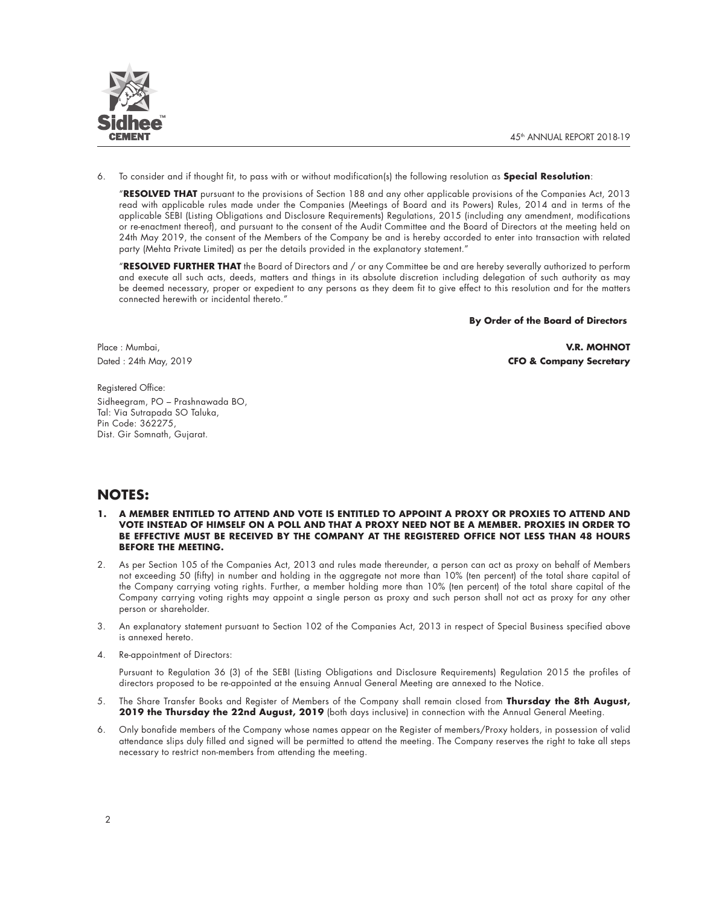6. To consider and if thought fit, to pass with or without modification(s) the following resolution as **Special Resolution**:

"**RESOLVED THAT** pursuant to the provisions of Section 188 and any other applicable provisions of the Companies Act, 2013 read with applicable rules made under the Companies (Meetings of Board and its Powers) Rules, 2014 and in terms of the applicable SEBI (Listing Obligations and Disclosure Requirements) Regulations, 2015 (including any amendment, modifications or re-enactment thereof), and pursuant to the consent of the Audit Committee and the Board of Directors at the meeting held on 24th May 2019, the consent of the Members of the Company be and is hereby accorded to enter into transaction with related party (Mehta Private Limited) as per the details provided in the explanatory statement."

"**RESOLVED FURTHER THAT** the Board of Directors and / or any Committee be and are hereby severally authorized to perform and execute all such acts, deeds, matters and things in its absolute discretion including delegation of such authority as may be deemed necessary, proper or expedient to any persons as they deem fit to give effect to this resolution and for the matters connected herewith or incidental thereto."

**By Order of the Board of Directors**

Place : Mumbai,
Dated : 24th May, 2019

**V.R. MOHNOT**
**CFO & Company Secretary**

Registered Office:
Sidheegram, PO – Prashnawada BO,
Tal: Via Sutrapada SO Taluka,
Pin Code: 362275,
Dist. Gir Somnath, Gujarat.

## NOTES:

1. **A MEMBER ENTITLED TO ATTEND AND VOTE IS ENTITLED TO APPOINT A PROXY OR PROXIES TO ATTEND AND VOTE INSTEAD OF HIMSELF ON A POLL AND THAT A PROXY NEED NOT BE A MEMBER. PROXIES IN ORDER TO BE EFFECTIVE MUST BE RECEIVED BY THE COMPANY AT THE REGISTERED OFFICE NOT LESS THAN 48 HOURS BEFORE THE MEETING.**

2. As per Section 105 of the Companies Act, 2013 and rules made thereunder, a person can act as proxy on behalf of Members not exceeding 50 (fifty) in number and holding in the aggregate not more than 10% (ten percent) of the total share capital of the Company carrying voting rights. Further, a member holding more than 10% (ten percent) of the total share capital of the Company carrying voting rights may appoint a single person as proxy and such person shall not act as proxy for any other person or shareholder.

3. An explanatory statement pursuant to Section 102 of the Companies Act, 2013 in respect of Special Business specified above is annexed hereto.

4. Re-appointment of Directors:

   Pursuant to Regulation 36 (3) of the SEBI (Listing Obligations and Disclosure Requirements) Regulation 2015 the profiles of directors proposed to be re-appointed at the ensuing Annual General Meeting are annexed to the Notice.

5. The Share Transfer Books and Register of Members of the Company shall remain closed from **Thursday the 8th August, 2019 the Thursday the 22nd August, 2019** (both days inclusive) in connection with the Annual General Meeting.

6. Only bonafide members of the Company whose names appear on the Register of members/Proxy holders, in possession of valid attendance slips duly filled and signed will be permitted to attend the meeting. The Company reserves the right to take all steps necessary to restrict non-members from attending the meeting.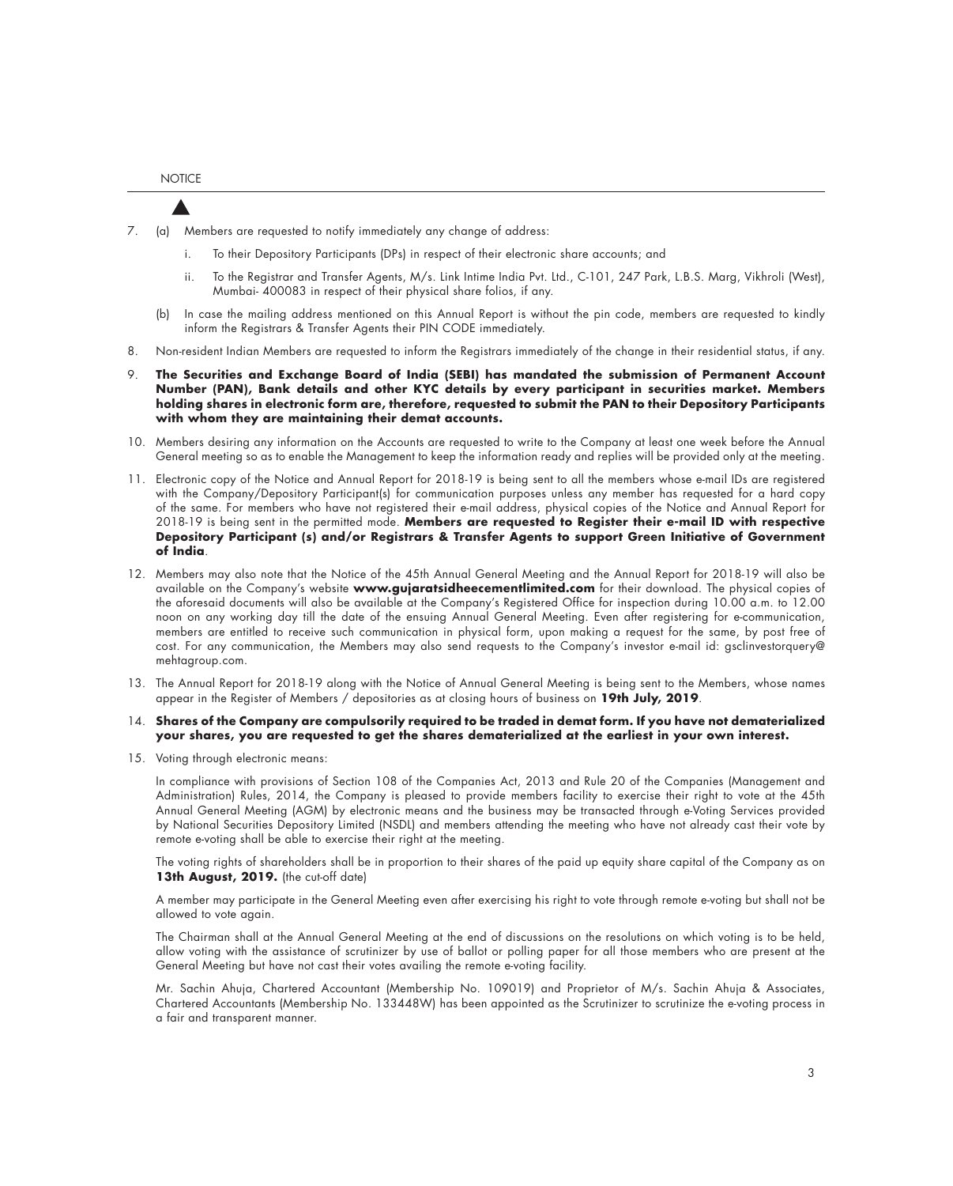7. (a) Members are requested to notify immediately any change of address:

   i. To their Depository Participants (DPs) in respect of their electronic share accounts; and

   ii. To the Registrar and Transfer Agents, M/s. Link Intime India Pvt. Ltd., C-101, 247 Park, L.B.S. Marg, Vikhroli (West), Mumbai- 400083 in respect of their physical share folios, if any.

   (b) In case the mailing address mentioned on this Annual Report is without the pin code, members are requested to kindly inform the Registrars & Transfer Agents their PIN CODE immediately.

8. Non-resident Indian Members are requested to inform the Registrars immediately of the change in their residential status, if any.

9. **The Securities and Exchange Board of India (SEBI) has mandated the submission of Permanent Account Number (PAN), Bank details and other KYC details by every participant in securities market. Members holding shares in electronic form are, therefore, requested to submit the PAN to their Depository Participants with whom they are maintaining their demat accounts.**

10. Members desiring any information on the Accounts are requested to write to the Company at least one week before the Annual General meeting so as to enable the Management to keep the information ready and replies will be provided only at the meeting.

11. Electronic copy of the Notice and Annual Report for 2018-19 is being sent to all the members whose e-mail IDs are registered with the Company/Depository Participant(s) for communication purposes unless any member has requested for a hard copy of the same. For members who have not registered their e-mail address, physical copies of the Notice and Annual Report for 2018-19 is being sent in the permitted mode. **Members are requested to Register their e-mail ID with respective Depository Participant (s) and/or Registrars & Transfer Agents to support Green Initiative of Government of India**.

12. Members may also note that the Notice of the 45th Annual General Meeting and the Annual Report for 2018-19 will also be available on the Company's website **www.gujaratsidheecementlimited.com** for their download. The physical copies of the aforesaid documents will also be available at the Company's Registered Office for inspection during 10.00 a.m. to 12.00 noon on any working day till the date of the ensuing Annual General Meeting. Even after registering for e-communication, members are entitled to receive such communication in physical form, upon making a request for the same, by post free of cost. For any communication, the Members may also send requests to the Company's investor e-mail id: gsclinvestorquery@mehtagroup.com.

13. The Annual Report for 2018-19 along with the Notice of Annual General Meeting is being sent to the Members, whose names appear in the Register of Members / depositories as at closing hours of business on **19th July, 2019**.

14. **Shares of the Company are compulsorily required to be traded in demat form. If you have not dematerialized your shares, you are requested to get the shares dematerialized at the earliest in your own interest.**

15. Voting through electronic means:

    In compliance with provisions of Section 108 of the Companies Act, 2013 and Rule 20 of the Companies (Management and Administration) Rules, 2014, the Company is pleased to provide members facility to exercise their right to vote at the 45th Annual General Meeting (AGM) by electronic means and the business may be transacted through e-Voting Services provided by National Securities Depository Limited (NSDL) and members attending the meeting who have not already cast their vote by remote e-voting shall be able to exercise their right at the meeting.

    The voting rights of shareholders shall be in proportion to their shares of the paid up equity share capital of the Company as on **13th August, 2019.** (the cut-off date)

    A member may participate in the General Meeting even after exercising his right to vote through remote e-voting but shall not be allowed to vote again.

    The Chairman shall at the Annual General Meeting at the end of discussions on the resolutions on which voting is to be held, allow voting with the assistance of scrutinizer by use of ballot or polling paper for all those members who are present at the General Meeting but have not cast their votes availing the remote e-voting facility.

    Mr. Sachin Ahuja, Chartered Accountant (Membership No. 109019) and Proprietor of M/s. Sachin Ahuja & Associates, Chartered Accountants (Membership No. 133448W) has been appointed as the Scrutinizer to scrutinize the e-voting process in a fair and transparent manner.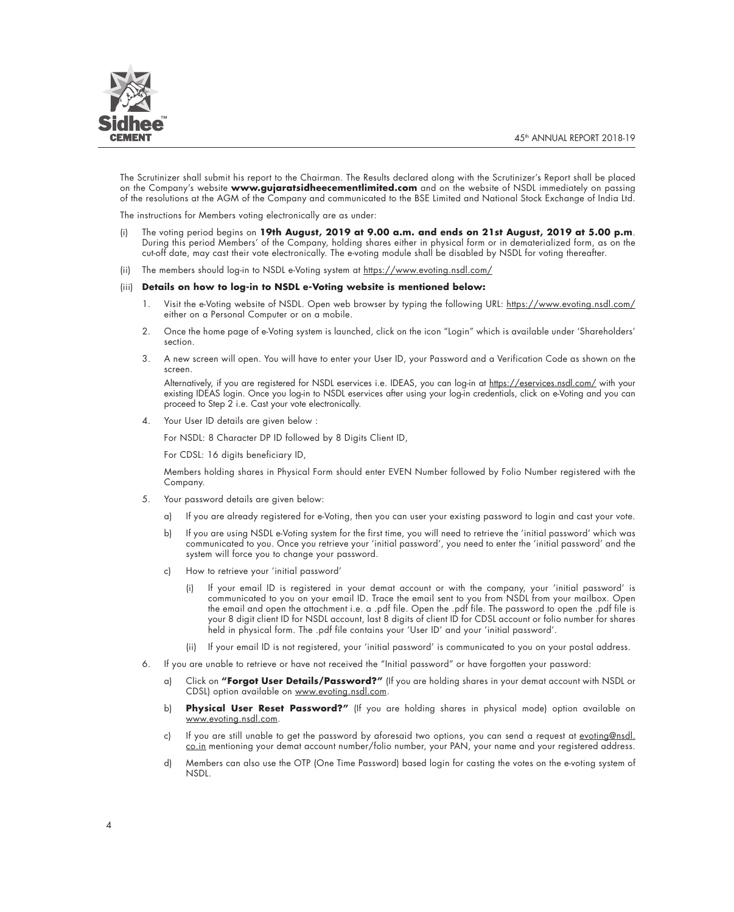The Scrutinizer shall submit his report to the Chairman. The Results declared along with the Scrutinizer's Report shall be placed on the Company's website **www.gujaratsidheecementlimited.com** and on the website of NSDL immediately on passing of the resolutions at the AGM of the Company and communicated to the BSE Limited and National Stock Exchange of India Ltd.

The instructions for Members voting electronically are as under:

(i) The voting period begins on **19th August, 2019 at 9.00 a.m. and ends on 21st August, 2019 at 5.00 p.m**. During this period Members' of the Company, holding shares either in physical form or in dematerialized form, as on the cut-off date, may cast their vote electronically. The e-voting module shall be disabled by NSDL for voting thereafter.

(ii) The members should log-in to NSDL e-Voting system at https://www.evoting.nsdl.com/

(iii) **Details on how to log-in to NSDL e-Voting website is mentioned below:**

1. Visit the e-Voting website of NSDL. Open web browser by typing the following URL: https://www.evoting.nsdl.com/ either on a Personal Computer or on a mobile.

2. Once the home page of e-Voting system is launched, click on the icon "Login" which is available under 'Shareholders' section.

3. A new screen will open. You will have to enter your User ID, your Password and a Verification Code as shown on the screen.

   Alternatively, if you are registered for NSDL eservices i.e. IDEAS, you can log-in at https://eservices.nsdl.com/ with your existing IDEAS login. Once you log-in to NSDL eservices after using your log-in credentials, click on e-Voting and you can proceed to Step 2 i.e. Cast your vote electronically.

4. Your User ID details are given below :

   For NSDL: 8 Character DP ID followed by 8 Digits Client ID,

   For CDSL: 16 digits beneficiary ID,

   Members holding shares in Physical Form should enter EVEN Number followed by Folio Number registered with the Company.

5. Your password details are given below:

   a) If you are already registered for e-Voting, then you can user your existing password to login and cast your vote.

   b) If you are using NSDL e-Voting system for the first time, you will need to retrieve the 'initial password' which was communicated to you. Once you retrieve your 'initial password', you need to enter the 'initial password' and the system will force you to change your password.

   c) How to retrieve your 'initial password'

      (i) If your email ID is registered in your demat account or with the company, your 'initial password' is communicated to you on your email ID. Trace the email sent to you from NSDL from your mailbox. Open the email and open the attachment i.e. a .pdf file. Open the .pdf file. The password to open the .pdf file is your 8 digit client ID for NSDL account, last 8 digits of client ID for CDSL account or folio number for shares held in physical form. The .pdf file contains your 'User ID' and your 'initial password'.

      (ii) If your email ID is not registered, your 'initial password' is communicated to you on your postal address.

6. If you are unable to retrieve or have not received the "Initial password" or have forgotten your password:

   a) Click on **"Forgot User Details/Password?"** (If you are holding shares in your demat account with NSDL or CDSL) option available on www.evoting.nsdl.com.

   b) **Physical User Reset Password?"** (If you are holding shares in physical mode) option available on www.evoting.nsdl.com.

   c) If you are still unable to get the password by aforesaid two options, you can send a request at evoting@nsdl.co.in mentioning your demat account number/folio number, your PAN, your name and your registered address.

   d) Members can also use the OTP (One Time Password) based login for casting the votes on the e-voting system of NSDL.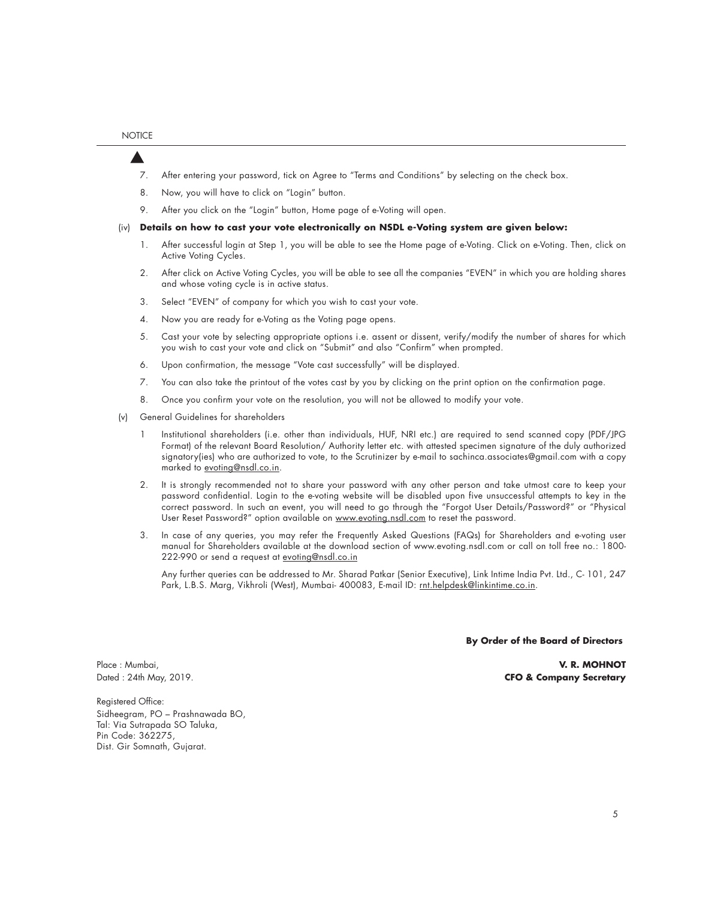7. After entering your password, tick on Agree to "Terms and Conditions" by selecting on the check box.

8. Now, you will have to click on "Login" button.

9. After you click on the "Login" button, Home page of e-Voting will open.

(iv) **Details on how to cast your vote electronically on NSDL e-Voting system are given below:**

1. After successful login at Step 1, you will be able to see the Home page of e-Voting. Click on e-Voting. Then, click on Active Voting Cycles.

2. After click on Active Voting Cycles, you will be able to see all the companies "EVEN" in which you are holding shares and whose voting cycle is in active status.

3. Select "EVEN" of company for which you wish to cast your vote.

4. Now you are ready for e-Voting as the Voting page opens.

5. Cast your vote by selecting appropriate options i.e. assent or dissent, verify/modify the number of shares for which you wish to cast your vote and click on "Submit" and also "Confirm" when prompted.

6. Upon confirmation, the message "Vote cast successfully" will be displayed.

7. You can also take the printout of the votes cast by you by clicking on the print option on the confirmation page.

8. Once you confirm your vote on the resolution, you will not be allowed to modify your vote.

(v) General Guidelines for shareholders

1 Institutional shareholders (i.e. other than individuals, HUF, NRI etc.) are required to send scanned copy (PDF/JPG Format) of the relevant Board Resolution/ Authority letter etc. with attested specimen signature of the duly authorized signatory(ies) who are authorized to vote, to the Scrutinizer by e-mail to sachinca.associates@gmail.com with a copy marked to evoting@nsdl.co.in.

2. It is strongly recommended not to share your password with any other person and take utmost care to keep your password confidential. Login to the e-voting website will be disabled upon five unsuccessful attempts to key in the correct password. In such an event, you will need to go through the "Forgot User Details/Password?" or "Physical User Reset Password?" option available on www.evoting.nsdl.com to reset the password.

3. In case of any queries, you may refer the Frequently Asked Questions (FAQs) for Shareholders and e-voting user manual for Shareholders available at the download section of www.evoting.nsdl.com or call on toll free no.: 1800-222-990 or send a request at evoting@nsdl.co.in

   Any further queries can be addressed to Mr. Sharad Patkar (Senior Executive), Link Intime India Pvt. Ltd., C- 101, 247 Park, L.B.S. Marg, Vikhroli (West), Mumbai- 400083, E-mail ID: rnt.helpdesk@linkintime.co.in.

**By Order of the Board of Directors**

**V. R. MOHNOT**
**CFO & Company Secretary**

Place : Mumbai,
Dated : 24th May, 2019.

Registered Office:
Sidheegram, PO – Prashnawada BO,
Tal: Via Sutrapada SO Taluka,
Pin Code: 362275,
Dist. Gir Somnath, Gujarat.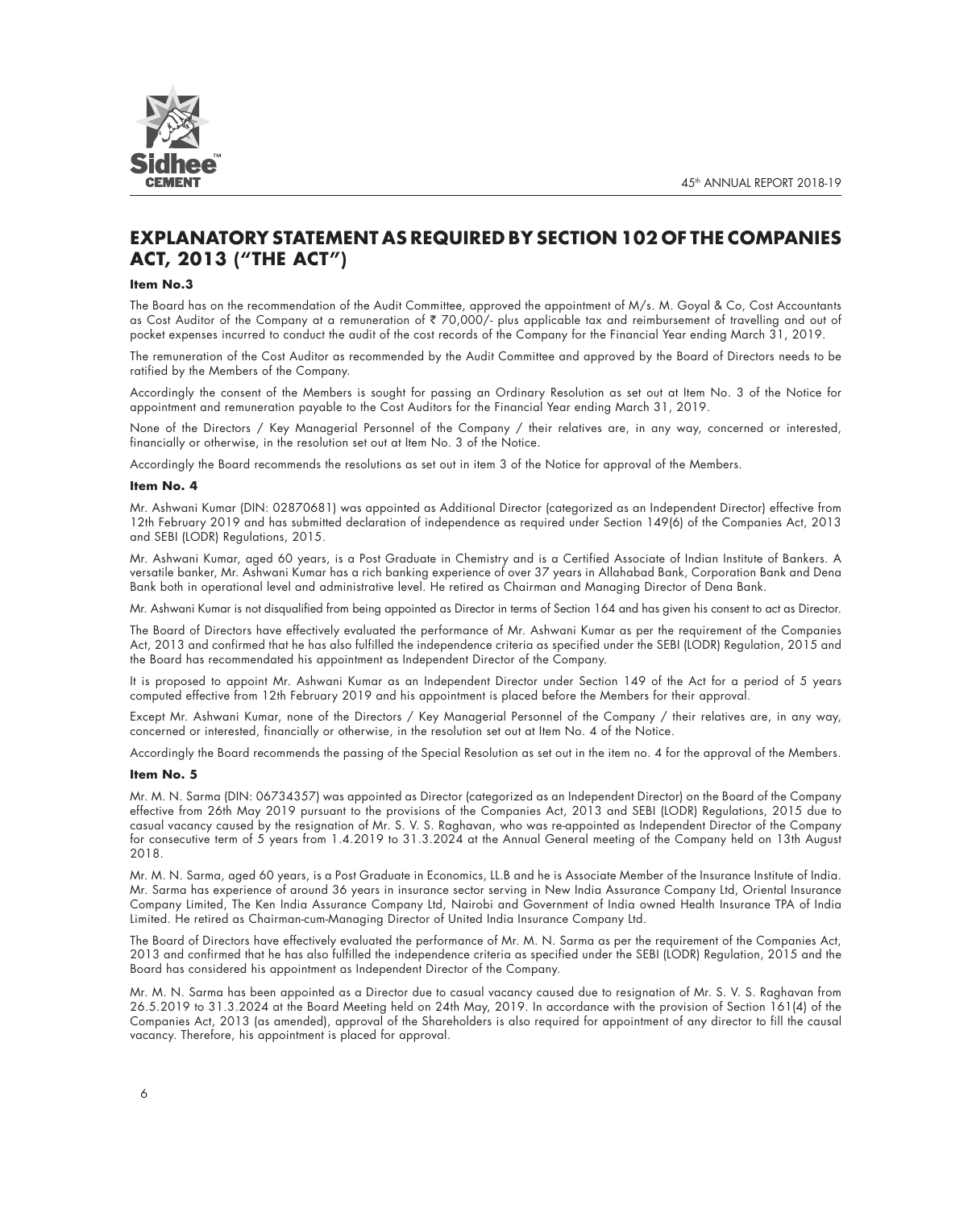# EXPLANATORY STATEMENT AS REQUIRED BY SECTION 102 OF THE COMPANIES ACT, 2013 ("THE ACT")

**Item No.3**

The Board has on the recommendation of the Audit Committee, approved the appointment of M/s. M. Goyal & Co, Cost Accountants as Cost Auditor of the Company at a remuneration of ₹ 70,000/- plus applicable tax and reimbursement of travelling and out of pocket expenses incurred to conduct the audit of the cost records of the Company for the Financial Year ending March 31, 2019.

The remuneration of the Cost Auditor as recommended by the Audit Committee and approved by the Board of Directors needs to be ratified by the Members of the Company.

Accordingly the consent of the Members is sought for passing an Ordinary Resolution as set out at Item No. 3 of the Notice for appointment and remuneration payable to the Cost Auditors for the Financial Year ending March 31, 2019.

None of the Directors / Key Managerial Personnel of the Company / their relatives are, in any way, concerned or interested, financially or otherwise, in the resolution set out at Item No. 3 of the Notice.

Accordingly the Board recommends the resolutions as set out in item 3 of the Notice for approval of the Members.

**Item No. 4**

Mr. Ashwani Kumar (DIN: 02870681) was appointed as Additional Director (categorized as an Independent Director) effective from 12th February 2019 and has submitted declaration of independence as required under Section 149(6) of the Companies Act, 2013 and SEBI (LODR) Regulations, 2015.

Mr. Ashwani Kumar, aged 60 years, is a Post Graduate in Chemistry and is a Certified Associate of Indian Institute of Bankers. A versatile banker, Mr. Ashwani Kumar has a rich banking experience of over 37 years in Allahabad Bank, Corporation Bank and Dena Bank both in operational level and administrative level. He retired as Chairman and Managing Director of Dena Bank.

Mr. Ashwani Kumar is not disqualified from being appointed as Director in terms of Section 164 and has given his consent to act as Director.

The Board of Directors have effectively evaluated the performance of Mr. Ashwani Kumar as per the requirement of the Companies Act, 2013 and confirmed that he has also fulfilled the independence criteria as specified under the SEBI (LODR) Regulation, 2015 and the Board has recommendated his appointment as Independent Director of the Company.

It is proposed to appoint Mr. Ashwani Kumar as an Independent Director under Section 149 of the Act for a period of 5 years computed effective from 12th February 2019 and his appointment is placed before the Members for their approval.

Except Mr. Ashwani Kumar, none of the Directors / Key Managerial Personnel of the Company / their relatives are, in any way, concerned or interested, financially or otherwise, in the resolution set out at Item No. 4 of the Notice.

Accordingly the Board recommends the passing of the Special Resolution as set out in the item no. 4 for the approval of the Members.

**Item No. 5**

Mr. M. N. Sarma (DIN: 06734357) was appointed as Director (categorized as an Independent Director) on the Board of the Company effective from 26th May 2019 pursuant to the provisions of the Companies Act, 2013 and SEBI (LODR) Regulations, 2015 due to casual vacancy caused by the resignation of Mr. S. V. S. Raghavan, who was re-appointed as Independent Director of the Company for consecutive term of 5 years from 1.4.2019 to 31.3.2024 at the Annual General meeting of the Company held on 13th August 2018.

Mr. M. N. Sarma, aged 60 years, is a Post Graduate in Economics, LL.B and he is Associate Member of the Insurance Institute of India. Mr. Sarma has experience of around 36 years in insurance sector serving in New India Assurance Company Ltd, Oriental Insurance Company Limited, The Ken India Assurance Company Ltd, Nairobi and Government of India owned Health Insurance TPA of India Limited. He retired as Chairman-cum-Managing Director of United India Insurance Company Ltd.

The Board of Directors have effectively evaluated the performance of Mr. M. N. Sarma as per the requirement of the Companies Act, 2013 and confirmed that he has also fulfilled the independence criteria as specified under the SEBI (LODR) Regulation, 2015 and the Board has considered his appointment as Independent Director of the Company.

Mr. M. N. Sarma has been appointed as a Director due to casual vacancy caused due to resignation of Mr. S. V. S. Raghavan from 26.5.2019 to 31.3.2024 at the Board Meeting held on 24th May, 2019. In accordance with the provision of Section 161(4) of the Companies Act, 2013 (as amended), approval of the Shareholders is also required for appointment of any director to fill the causal vacancy. Therefore, his appointment is placed for approval.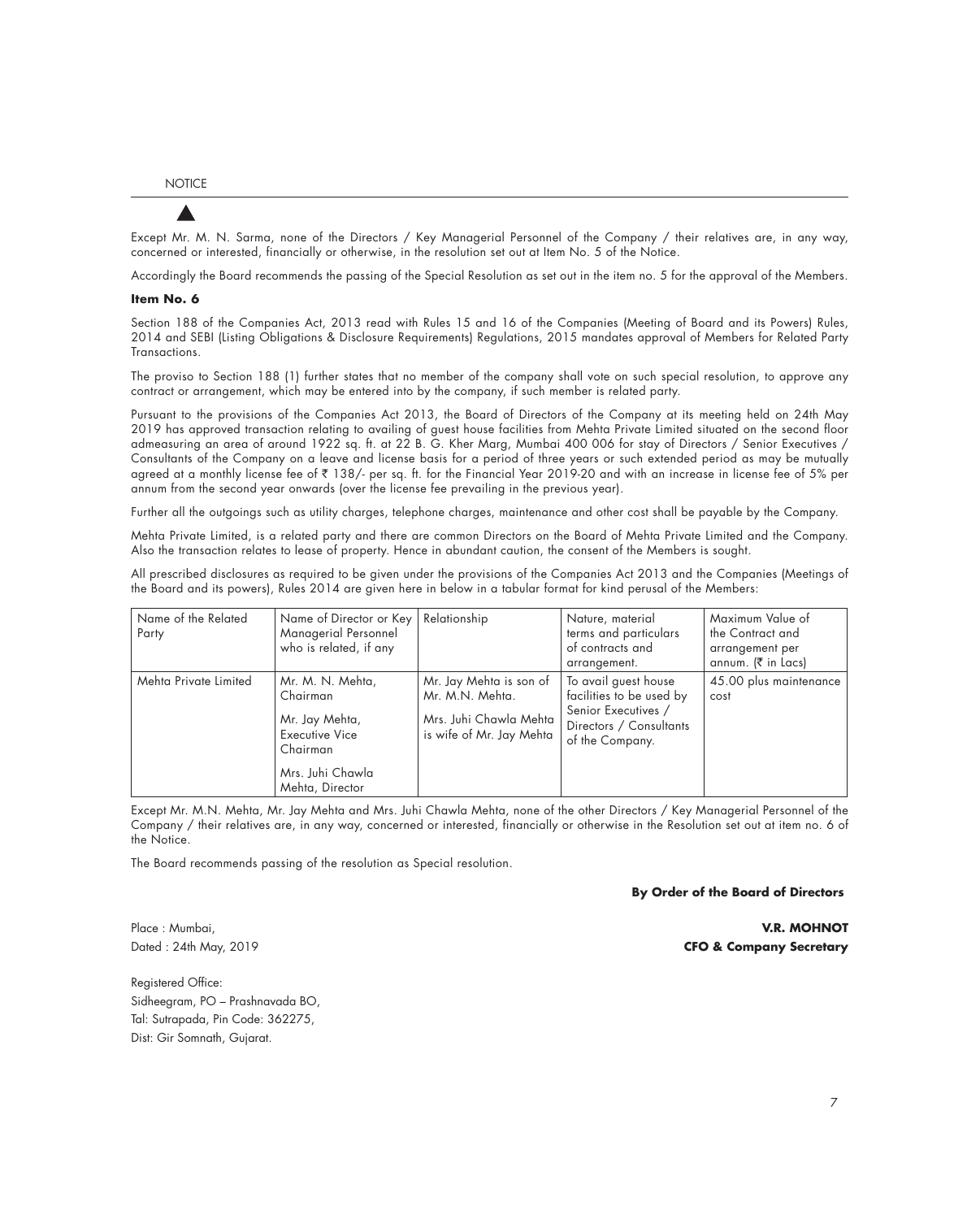Except Mr. M. N. Sarma, none of the Directors / Key Managerial Personnel of the Company / their relatives are, in any way, concerned or interested, financially or otherwise, in the resolution set out at Item No. 5 of the Notice.

Accordingly the Board recommends the passing of the Special Resolution as set out in the item no. 5 for the approval of the Members.

**Item No. 6**

Section 188 of the Companies Act, 2013 read with Rules 15 and 16 of the Companies (Meeting of Board and its Powers) Rules, 2014 and SEBI (Listing Obligations & Disclosure Requirements) Regulations, 2015 mandates approval of Members for Related Party Transactions.

The proviso to Section 188 (1) further states that no member of the company shall vote on such special resolution, to approve any contract or arrangement, which may be entered into by the company, if such member is related party.

Pursuant to the provisions of the Companies Act 2013, the Board of Directors of the Company at its meeting held on 24th May 2019 has approved transaction relating to availing of guest house facilities from Mehta Private Limited situated on the second floor admeasuring an area of around 1922 sq. ft. at 22 B. G. Kher Marg, Mumbai 400 006 for stay of Directors / Senior Executives / Consultants of the Company on a leave and license basis for a period of three years or such extended period as may be mutually agreed at a monthly license fee of ₹ 138/- per sq. ft. for the Financial Year 2019-20 and with an increase in license fee of 5% per annum from the second year onwards (over the license fee prevailing in the previous year).

Further all the outgoings such as utility charges, telephone charges, maintenance and other cost shall be payable by the Company.

Mehta Private Limited, is a related party and there are common Directors on the Board of Mehta Private Limited and the Company. Also the transaction relates to lease of property. Hence in abundant caution, the consent of the Members is sought.

All prescribed disclosures as required to be given under the provisions of the Companies Act 2013 and the Companies (Meetings of the Board and its powers), Rules 2014 are given here in below in a tabular format for kind perusal of the Members:

| Name of the Related Party | Name of Director or Key Managerial Personnel who is related, if any | Relationship | Nature, material terms and particulars of contracts and arrangement. | Maximum Value of the Contract and arrangement per annum. (₹ in Lacs) |
|---|---|---|---|---|
| Mehta Private Limited | Mr. M. N. Mehta, Chairman<br><br>Mr. Jay Mehta, Executive Vice Chairman<br><br>Mrs. Juhi Chawla Mehta, Director | Mr. Jay Mehta is son of Mr. M.N. Mehta.<br><br>Mrs. Juhi Chawla Mehta is wife of Mr. Jay Mehta | To avail guest house facilities to be used by Senior Executives / Directors / Consultants of the Company. | 45.00 plus maintenance cost |

Except Mr. M.N. Mehta, Mr. Jay Mehta and Mrs. Juhi Chawla Mehta, none of the other Directors / Key Managerial Personnel of the Company / their relatives are, in any way, concerned or interested, financially or otherwise in the Resolution set out at item no. 6 of the Notice.

The Board recommends passing of the resolution as Special resolution.

**By Order of the Board of Directors**

Place : Mumbai,
Dated : 24th May, 2019

**V.R. MOHNOT**
**CFO & Company Secretary**

Registered Office:
Sidheegram, PO – Prashnavada BO,
Tal: Sutrapada, Pin Code: 362275,
Dist: Gir Somnath, Gujarat.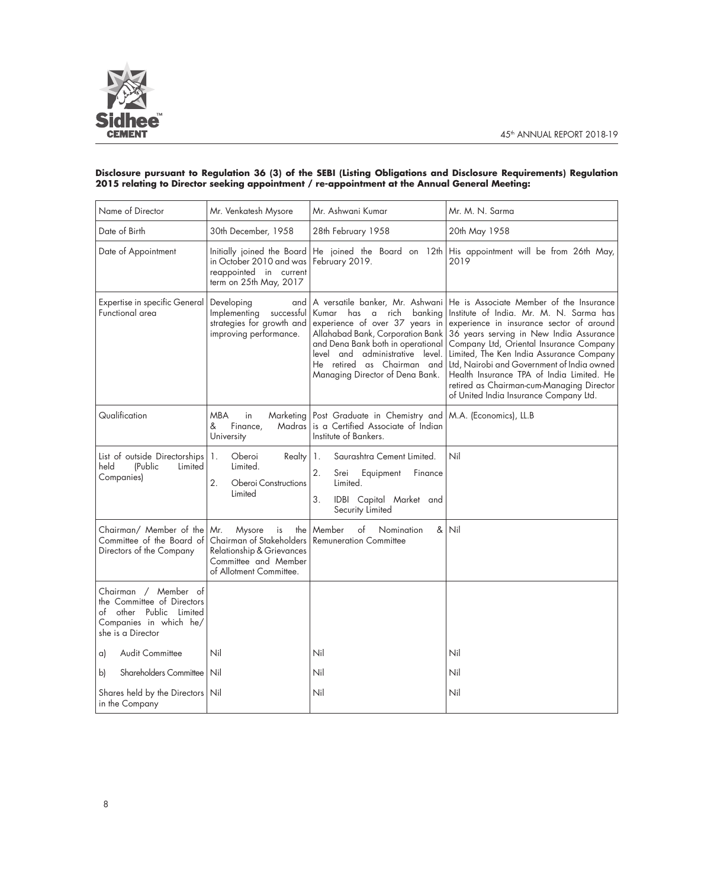**Disclosure pursuant to Regulation 36 (3) of the SEBI (Listing Obligations and Disclosure Requirements) Regulation 2015 relating to Director seeking appointment / re-appointment at the Annual General Meeting:**

| Name of Director | Mr. Venkatesh Mysore | Mr. Ashwani Kumar | Mr. M. N. Sarma |
|---|---|---|---|
| Date of Birth | 30th December, 1958 | 28th February 1958 | 20th May 1958 |
| Date of Appointment | Initially joined the Board in October 2010 and was reappointed in current term on 25th May, 2017 | He joined the Board on 12th February 2019. | His appointment will be from 26th May, 2019 |
| Expertise in specific General Functional area | Developing and Implementing successful strategies for growth and improving performance. | A versatile banker, Mr. Ashwani Kumar has a rich banking experience of over 37 years in Allahabad Bank, Corporation Bank and Dena Bank both in operational level and administrative level. He retired as Chairman and Managing Director of Dena Bank. | He is Associate Member of the Insurance Institute of India. Mr. M. N. Sarma has experience in insurance sector of around 36 years serving in New India Assurance Company Ltd, Oriental Insurance Company Limited, The Ken India Assurance Company Ltd, Nairobi and Government of India owned Health Insurance TPA of India Limited. He retired as Chairman-cum-Managing Director of United India Insurance Company Ltd. |
| Qualification | MBA in Marketing & Finance, Madras University | Post Graduate in Chemistry and is a Certified Associate of Indian Institute of Bankers. | M.A. (Economics), LL.B |
| List of outside Directorships held (Public Limited Companies) | 1. Oberoi Realty Limited.<br>2. Oberoi Constructions Limited | 1. Saurashtra Cement Limited.<br>2. Srei Equipment Finance Limited.<br>3. IDBI Capital Market and Security Limited | Nil |
| Chairman/ Member of the Committee of the Board of Directors of the Company | Mr. Mysore is the Chairman of Stakeholders Relationship & Grievances Committee and Member of Allotment Committee. | Member of Nomination & Remuneration Committee | Nil |
| Chairman / Member of the Committee of Directors of other Public Limited Companies in which he/ she is a Director | | | |
| a) Audit Committee | Nil | Nil | Nil |
| b) Shareholders Committee | Nil | Nil | Nil |
| Shares held by the Directors in the Company | Nil | Nil | Nil |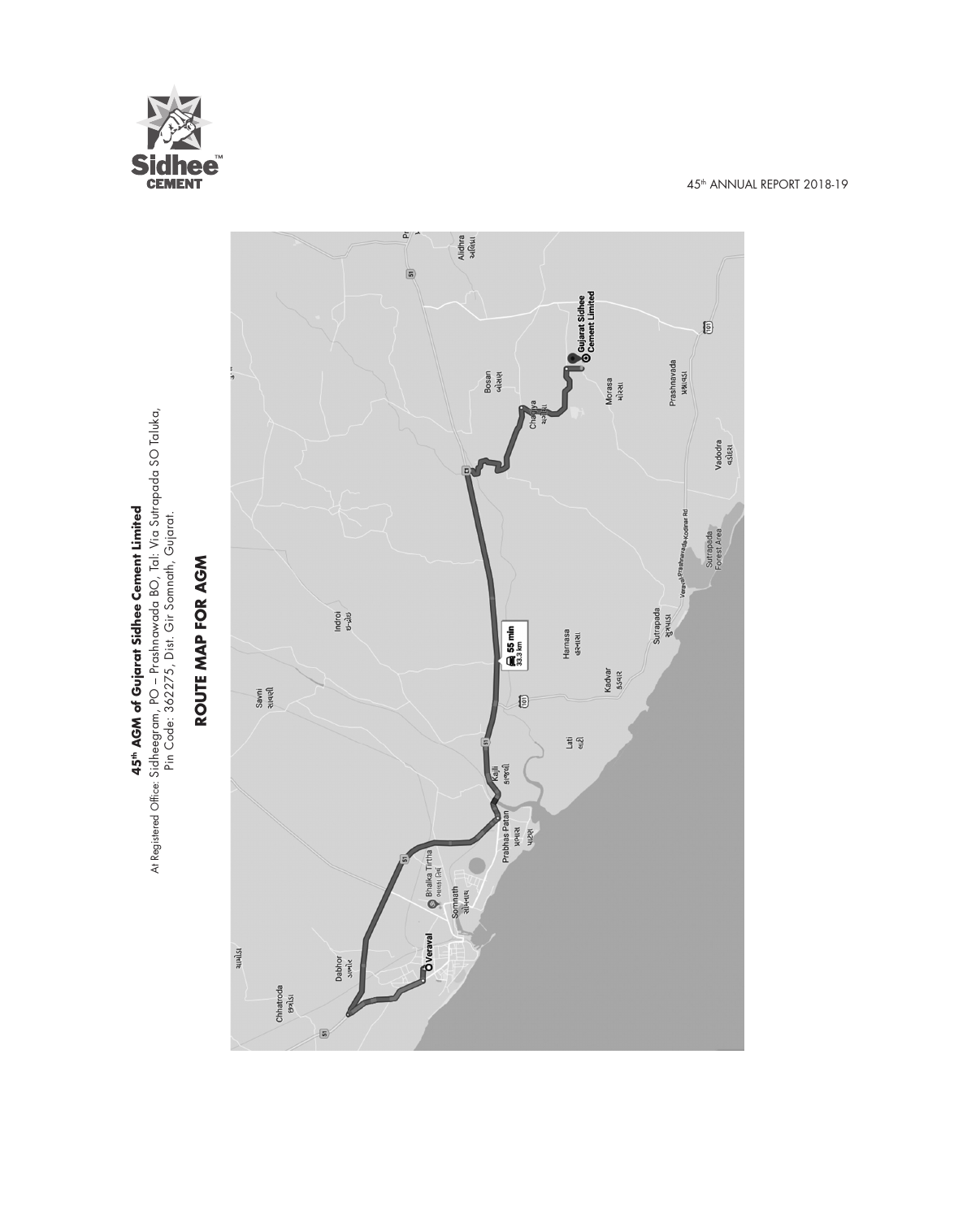## 45th AGM of Gujarat Sidhee Cement Limited

At Registered Office: Sidheegram, PO – Prashnawada BO, Tal: Via Sutrapada SO Taluka, Pin Code: 362275, Dist. Gir Somnath, Gujarat.

# ROUTE MAP FOR AGM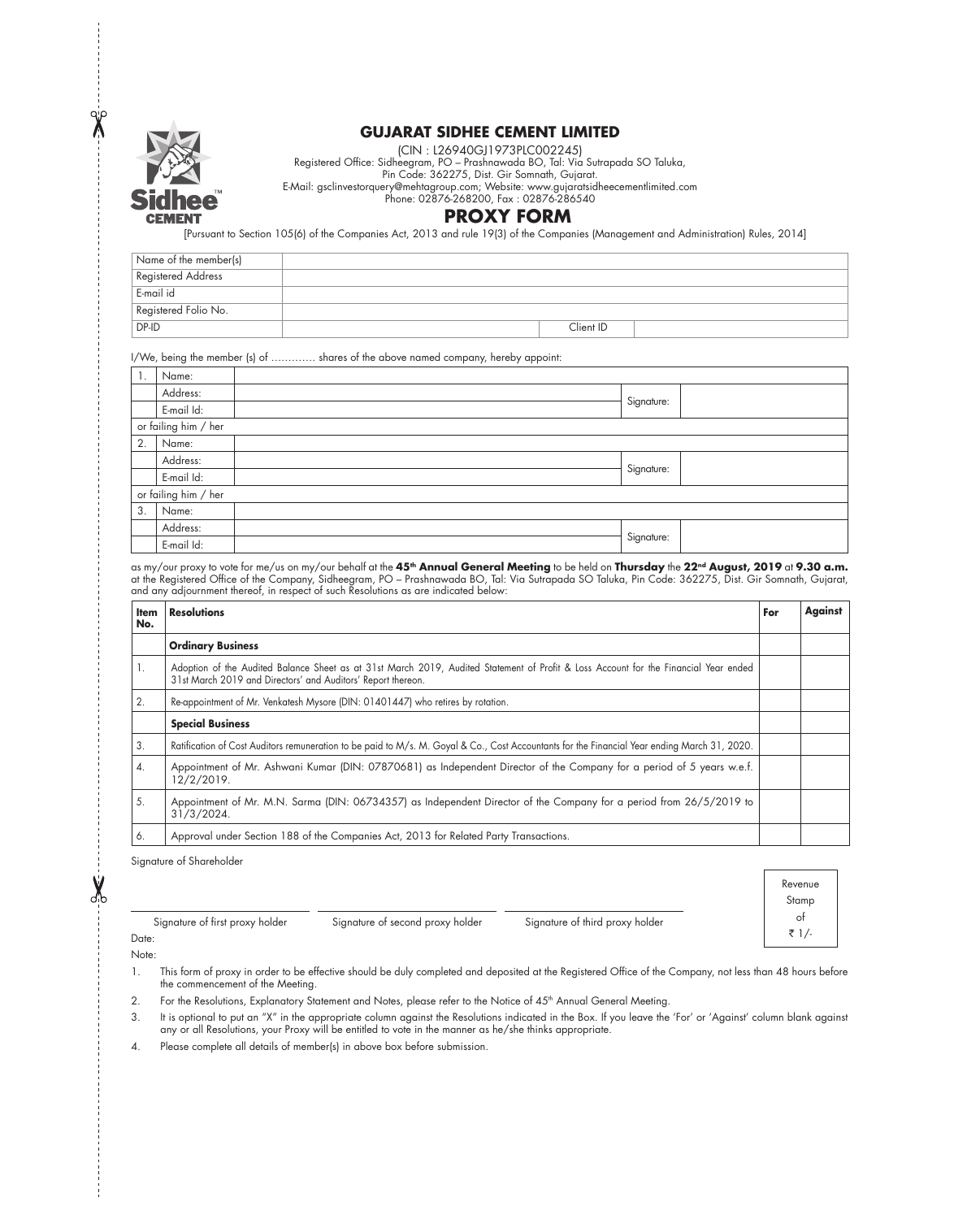# GUJARAT SIDHEE CEMENT LIMITED

(CIN : L26940GJ1973PLC002245)
Registered Office: Sidheegram, PO – Prashnawada BO, Tal: Via Sutrapada SO Taluka,
Pin Code: 362275, Dist. Gir Somnath, Gujarat.
E-Mail: gsclinvestorquery@mehtagroup.com; Website: www.gujaratsidheecementlimited.com
Phone: 02876-268200, Fax : 02876-286540

## PROXY FORM

[Pursuant to Section 105(6) of the Companies Act, 2013 and rule 19(3) of the Companies (Management and Administration) Rules, 2014]

| | | | |
|---|---|---|---|
| Name of the member(s) | | | |
| Registered Address | | | |
| E-mail id | | | |
| Registered Folio No. | | | |
| DP-ID | | Client ID | |

I/We, being the member (s) of ………… shares of the above named company, hereby appoint:

| | | | | |
|---|---|---|---|---|
| 1. | Name: | | | |
| | Address: | | Signature: | |
| | E-mail Id: | | | |
| or failing him / her | | | | |
| 2. | Name: | | | |
| | Address: | | Signature: | |
| | E-mail Id: | | | |
| or failing him / her | | | | |
| 3. | Name: | | | |
| | Address: | | Signature: | |
| | E-mail Id: | | | |

as my/our proxy to vote for me/us on my/our behalf at the **45th Annual General Meeting** to be held on **Thursday** the **22nd August, 2019** at **9.30 a.m.** at the Registered Office of the Company, Sidheegram, PO – Prashnawada BO, Tal: Via Sutrapada SO Taluka, Pin Code: 362275, Dist. Gir Somnath, Gujarat, and any adjournment thereof, in respect of such Resolutions as are indicated below:

| Item No. | Resolutions | For | Against |
|---|---|---|---|
| | **Ordinary Business** | | |
| 1. | Adoption of the Audited Balance Sheet as at 31st March 2019, Audited Statement of Profit & Loss Account for the Financial Year ended 31st March 2019 and Directors' and Auditors' Report thereon. | | |
| 2. | Re-appointment of Mr. Venkatesh Mysore (DIN: 01401447) who retires by rotation. | | |
| | **Special Business** | | |
| 3. | Ratification of Cost Auditors remuneration to be paid to M/s. M. Goyal & Co., Cost Accountants for the Financial Year ending March 31, 2020. | | |
| 4. | Appointment of Mr. Ashwani Kumar (DIN: 07870681) as Independent Director of the Company for a period of 5 years w.e.f. 12/2/2019. | | |
| 5. | Appointment of Mr. M.N. Sarma (DIN: 06734357) as Independent Director of the Company for a period from 26/5/2019 to 31/3/2024. | | |
| 6. | Approval under Section 188 of the Companies Act, 2013 for Related Party Transactions. | | |

Signature of Shareholder

Revenue Stamp of ₹ 1/-

Signature of first proxy holder | Signature of second proxy holder | Signature of third proxy holder

Date:

Note:

1. This form of proxy in order to be effective should be duly completed and deposited at the Registered Office of the Company, not less than 48 hours before the commencement of the Meeting.
2. For the Resolutions, Explanatory Statement and Notes, please refer to the Notice of 45th Annual General Meeting.
3. It is optional to put an "X" in the appropriate column against the Resolutions indicated in the Box. If you leave the 'For' or 'Against' column blank against any or all Resolutions, your Proxy will be entitled to vote in the manner as he/she thinks appropriate.
4. Please complete all details of member(s) in above box before submission.